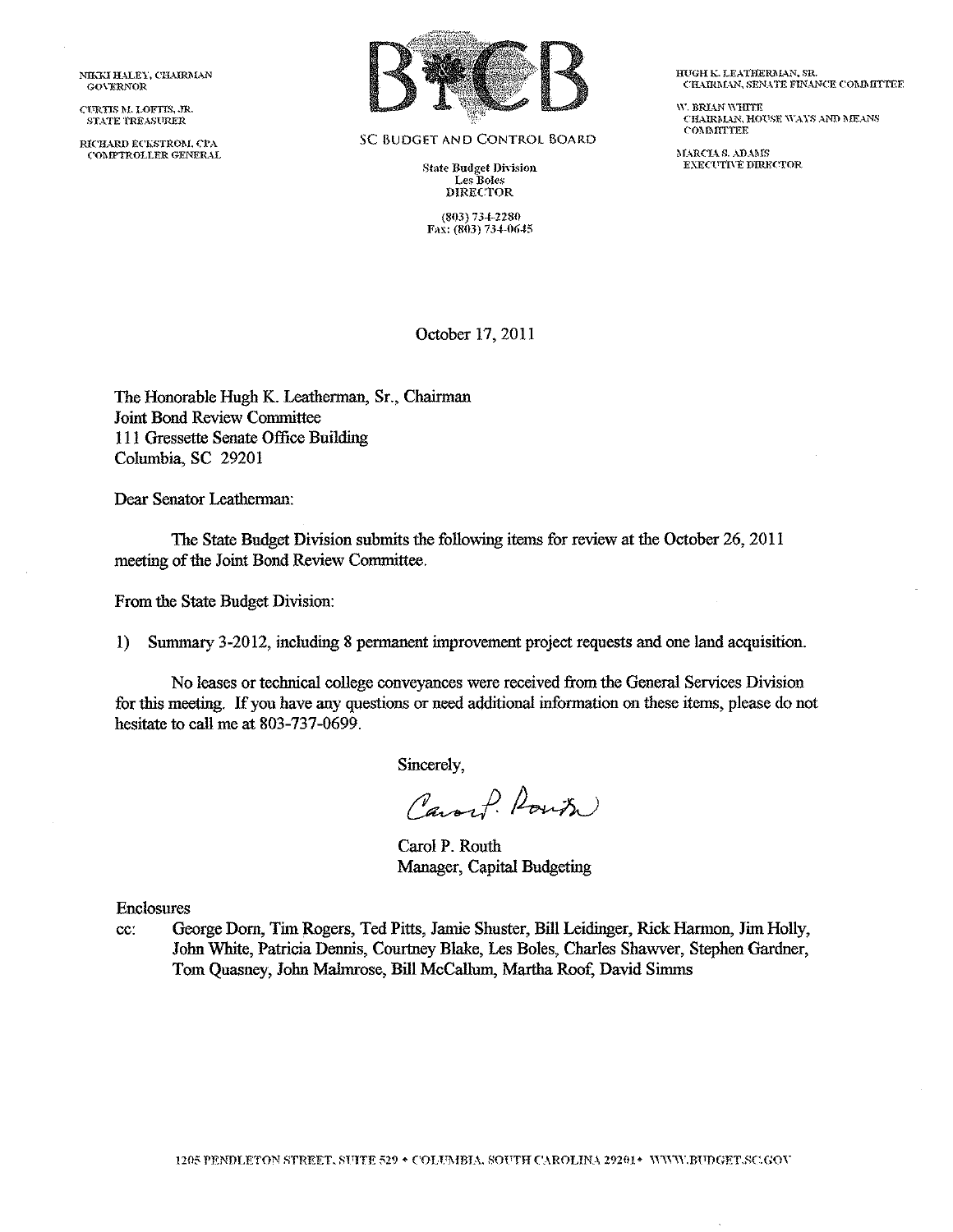NIKKI HALEY, CHAIRMAN
GOVERNOR

CURTIS M. LOFTIS, JR.
STATE TREASURER

RICHARD ECKSTROM, CPA
COMPTROLLER GENERAL

SC BUDGET AND CONTROL BOARD

State Budget Division
Les Boles
DIRECTOR

(803) 734-2280
Fax: (803) 734-0645

HUGH K. LEATHERMAN, SR.
CHAIRMAN, SENATE FINANCE COMMITTEE

W. BRIAN WHITE
CHAIRMAN, HOUSE WAYS AND MEANS COMMITTEE

MARCIA S. ADAMS
EXECUTIVE DIRECTOR

October 17, 2011

The Honorable Hugh K. Leatherman, Sr., Chairman
Joint Bond Review Committee
111 Gressette Senate Office Building
Columbia, SC 29201

Dear Senator Leatherman:

The State Budget Division submits the following items for review at the October 26, 2011 meeting of the Joint Bond Review Committee.

From the State Budget Division:

1) Summary 3-2012, including 8 permanent improvement project requests and one land acquisition.

No leases or technical college conveyances were received from the General Services Division for this meeting. If you have any questions or need additional information on these items, please do not hesitate to call me at 803-737-0699.

Sincerely,

Carol P. Routh
Manager, Capital Budgeting

Enclosures

cc: George Dorn, Tim Rogers, Ted Pitts, Jamie Shuster, Bill Leidinger, Rick Harmon, Jim Holly, John White, Patricia Dennis, Courtney Blake, Les Boles, Charles Shawver, Stephen Gardner, Tom Quasney, John Malmrose, Bill McCallum, Martha Roof, David Simms

1205 PENDLETON STREET, SUITE 529 • COLUMBIA, SOUTH CAROLINA 29201 • WWW.BUDGET.SC.GOV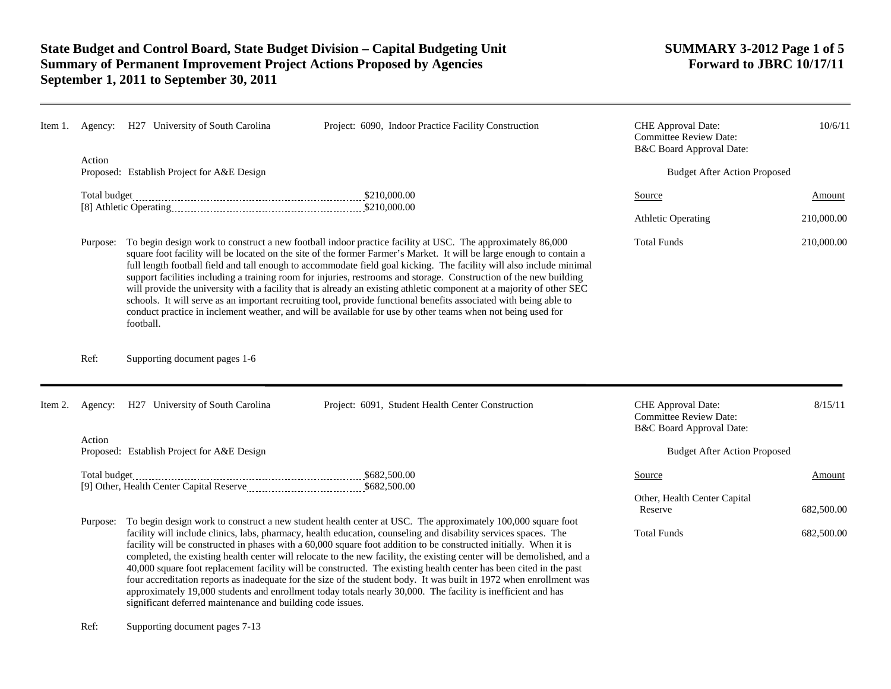# State Budget and Control Board, State Budget Division – Capital Budgeting Unit
# Summary of Permanent Improvement Project Actions Proposed by Agencies
# September 1, 2011 to September 30, 2011

**SUMMARY 3-2012 Page 1 of 5**
**Forward to JBRC 10/17/11**

---

**Item 1.** Agency: H27 University of South Carolina

Project: 6090, Indoor Practice Facility Construction

CHE Approval Date: 10/6/11
Committee Review Date:
B&C Board Approval Date:

Action Proposed: Establish Project for A&E Design

Total budget ............ $210,000.00
[8] Athletic Operating ............ $210,000.00

Budget After Action Proposed

| Source | Amount |
|---|---|
| Athletic Operating | 210,000.00 |
| Total Funds | 210,000.00 |

Purpose: To begin design work to construct a new football indoor practice facility at USC. The approximately 86,000 square foot facility will be located on the site of the former Farmer's Market. It will be large enough to contain a full length football field and tall enough to accommodate field goal kicking. The facility will also include minimal support facilities including a training room for injuries, restrooms and storage. Construction of the new building will provide the university with a facility that is already an existing athletic component at a majority of other SEC schools. It will serve as an important recruiting tool, provide functional benefits associated with being able to conduct practice in inclement weather, and will be available for use by other teams when not being used for football.

Ref: Supporting document pages 1-6

---

**Item 2.** Agency: H27 University of South Carolina

Project: 6091, Student Health Center Construction

CHE Approval Date: 8/15/11
Committee Review Date:
B&C Board Approval Date:

Action Proposed: Establish Project for A&E Design

Total budget ............ $682,500.00
[9] Other, Health Center Capital Reserve ............ $682,500.00

Budget After Action Proposed

| Source | Amount |
|---|---|
| Other, Health Center Capital Reserve | 682,500.00 |
| Total Funds | 682,500.00 |

Purpose: To begin design work to construct a new student health center at USC. The approximately 100,000 square foot facility will include clinics, labs, pharmacy, health education, counseling and disability services spaces. The facility will be constructed in phases with a 60,000 square foot addition to be constructed initially. When it is completed, the existing health center will relocate to the new facility, the existing center will be demolished, and a 40,000 square foot replacement facility will be constructed. The existing health center has been cited in the past four accreditation reports as inadequate for the size of the student body. It was built in 1972 when enrollment was approximately 19,000 students and enrollment today totals nearly 30,000. The facility is inefficient and has significant deferred maintenance and building code issues.

Ref: Supporting document pages 7-13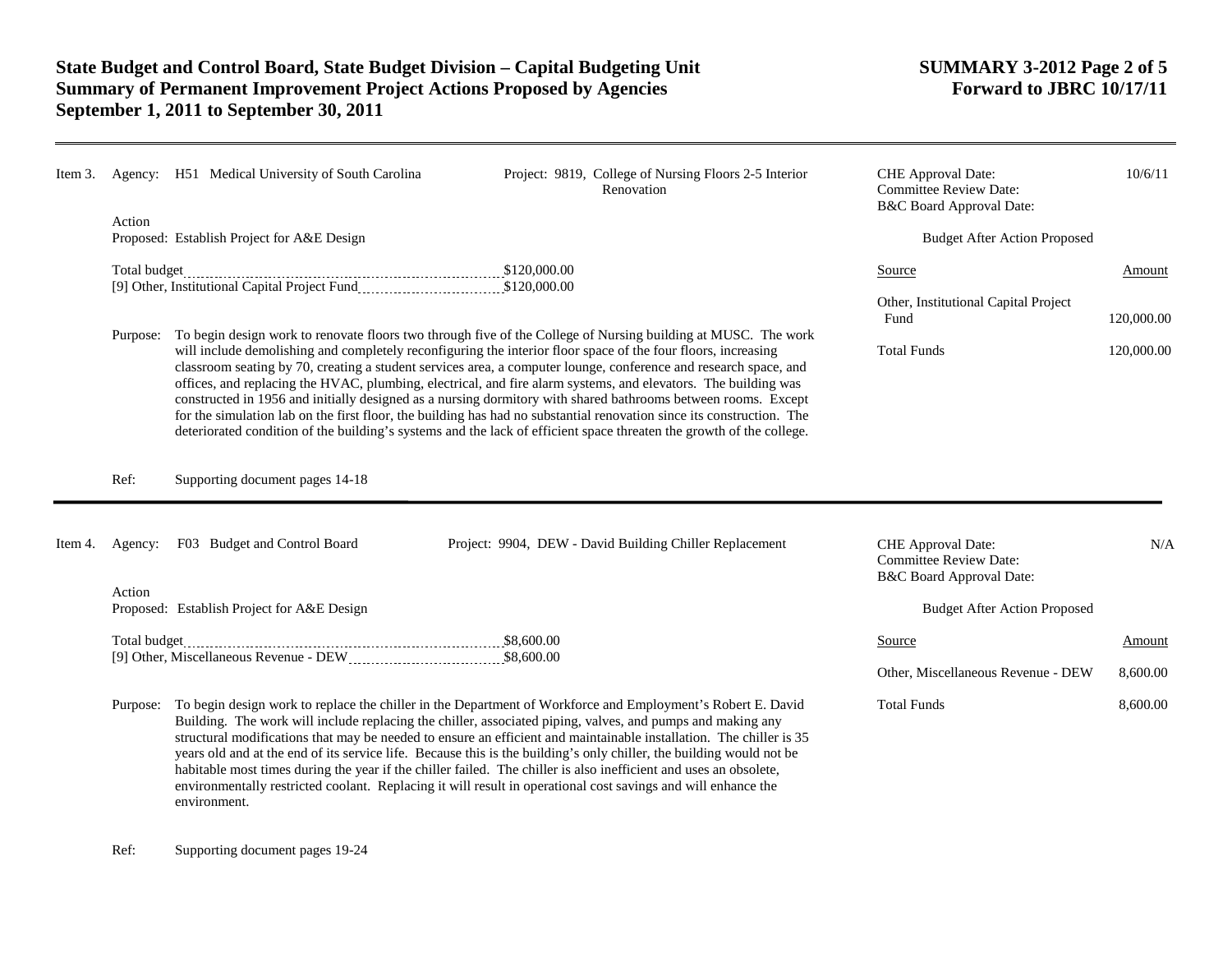**State Budget and Control Board, State Budget Division – Capital Budgeting Unit**
**Summary of Permanent Improvement Project Actions Proposed by Agencies**
**September 1, 2011 to September 30, 2011**

**SUMMARY 3-2012**
**Forward to JBRC 10/17/11**

---

Item 3. Agency: H51 Medical University of South Carolina

Project: 9819, College of Nursing Floors 2-5 Interior Renovation

CHE Approval Date: 10/6/11
Committee Review Date:
B&C Board Approval Date:

Action Proposed: Establish Project for A&E Design

Total budget: $120,000.00
[9] Other, Institutional Capital Project Fund: $120,000.00

Budget After Action Proposed

| Source | Amount |
|---|---|
| Other, Institutional Capital Project Fund | 120,000.00 |
| Total Funds | 120,000.00 |

Purpose: To begin design work to renovate floors two through five of the College of Nursing building at MUSC. The work will include demolishing and completely reconfiguring the interior floor space of the four floors, increasing classroom seating by 70, creating a student services area, a computer lounge, conference and research space, and offices, and replacing the HVAC, plumbing, electrical, and fire alarm systems, and elevators. The building was constructed in 1956 and initially designed as a nursing dormitory with shared bathrooms between rooms. Except for the simulation lab on the first floor, the building has had no substantial renovation since its construction. The deteriorated condition of the building's systems and the lack of efficient space threaten the growth of the college.

Ref: Supporting document pages 14-18

---

Item 4. Agency: F03 Budget and Control Board

Project: 9904, DEW - David Building Chiller Replacement

CHE Approval Date: N/A
Committee Review Date:
B&C Board Approval Date:

Action Proposed: Establish Project for A&E Design

Total budget: $8,600.00
[9] Other, Miscellaneous Revenue - DEW: $8,600.00

Budget After Action Proposed

| Source | Amount |
|---|---|
| Other, Miscellaneous Revenue - DEW | 8,600.00 |
| Total Funds | 8,600.00 |

Purpose: To begin design work to replace the chiller in the Department of Workforce and Employment's Robert E. David Building. The work will include replacing the chiller, associated piping, valves, and pumps and making any structural modifications that may be needed to ensure an efficient and maintainable installation. The chiller is 35 years old and at the end of its service life. Because this is the building's only chiller, the building would not be habitable most times during the year if the chiller failed. The chiller is also inefficient and uses an obsolete, environmentally restricted coolant. Replacing it will result in operational cost savings and will enhance the environment.

Ref: Supporting document pages 19-24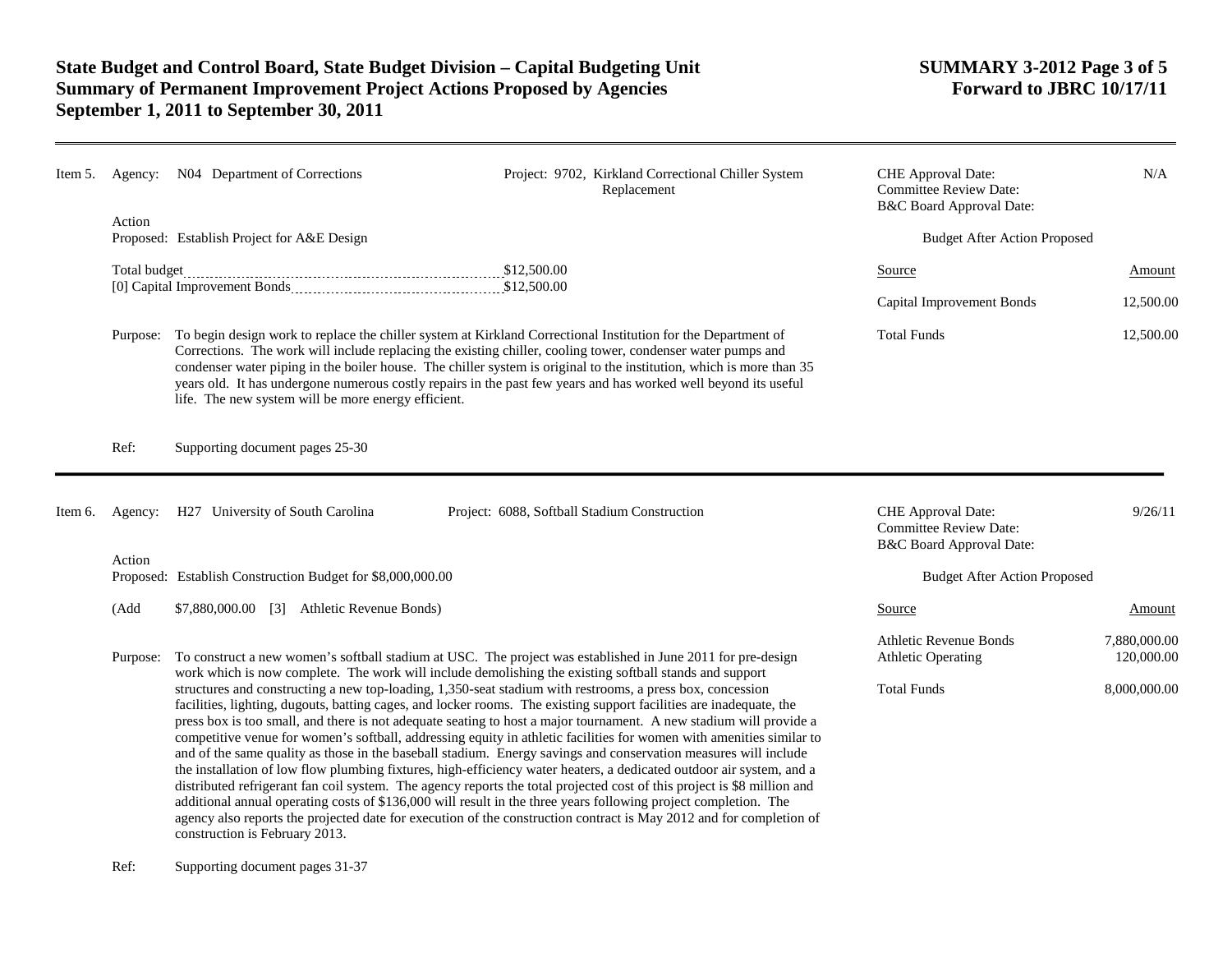Item 5. Agency: N04 Department of Corrections

Project: 9702, Kirkland Correctional Chiller System Replacement

CHE Approval Date: N/A
Committee Review Date:
B&C Board Approval Date:

Action Proposed: Establish Project for A&E Design

Total budget .......... $12,500.00
[0] Capital Improvement Bonds .......... $12,500.00

Budget After Action Proposed

| Source | Amount |
|---|---|
| Capital Improvement Bonds | 12,500.00 |
| Total Funds | 12,500.00 |

Purpose: To begin design work to replace the chiller system at Kirkland Correctional Institution for the Department of Corrections. The work will include replacing the existing chiller, cooling tower, condenser water pumps and condenser water piping in the boiler house. The chiller system is original to the institution, which is more than 35 years old. It has undergone numerous costly repairs in the past few years and has worked well beyond its useful life. The new system will be more energy efficient.

Ref: Supporting document pages 25-30

---

Item 6. Agency: H27 University of South Carolina

Project: 6088, Softball Stadium Construction

CHE Approval Date: 9/26/11
Committee Review Date:
B&C Board Approval Date:

Action Proposed: Establish Construction Budget for $8,000,000.00

(Add $7,880,000.00 [3] Athletic Revenue Bonds)

Budget After Action Proposed

| Source | Amount |
|---|---|
| Athletic Revenue Bonds | 7,880,000.00 |
| Athletic Operating | 120,000.00 |
| Total Funds | 8,000,000.00 |

Purpose: To construct a new women's softball stadium at USC. The project was established in June 2011 for pre-design work which is now complete. The work will include demolishing the existing softball stands and support structures and constructing a new top-loading, 1,350-seat stadium with restrooms, a press box, concession facilities, lighting, dugouts, batting cages, and locker rooms. The existing support facilities are inadequate, the press box is too small, and there is not adequate seating to host a major tournament. A new stadium will provide a competitive venue for women's softball, addressing equity in athletic facilities for women with amenities similar to and of the same quality as those in the baseball stadium. Energy savings and conservation measures will include the installation of low flow plumbing fixtures, high-efficiency water heaters, a dedicated outdoor air system, and a distributed refrigerant fan coil system. The agency reports the total projected cost of this project is $8 million and additional annual operating costs of $136,000 will result in the three years following project completion. The agency also reports the projected date for execution of the construction contract is May 2012 and for completion of construction is February 2013.

Ref: Supporting document pages 31-37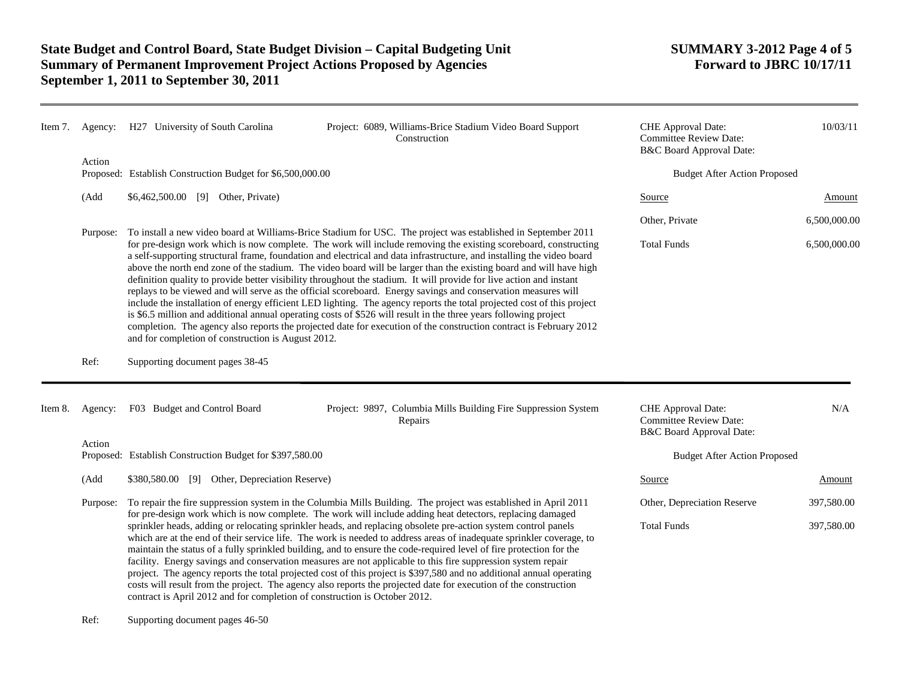**State Budget and Control Board, State Budget Division – Capital Budgeting Unit**
**Summary of Permanent Improvement Project Actions Proposed by Agencies**
**September 1, 2011 to September 30, 2011**

**SUMMARY 3-2012**
**Forward to JBRC 10/17/11**

---

Item 7. Agency: H27 University of South Carolina

Project: 6089, Williams-Brice Stadium Video Board Support Construction

CHE Approval Date: 10/03/11
Committee Review Date:
B&C Board Approval Date:

Action Proposed: Establish Construction Budget for $6,500,000.00

(Add $6,462,500.00 [9] Other, Private)

**Budget After Action Proposed**

| Source | Amount |
|---|---|
| Other, Private | 6,500,000.00 |
| Total Funds | 6,500,000.00 |

Purpose: To install a new video board at Williams-Brice Stadium for USC. The project was established in September 2011 for pre-design work which is now complete. The work will include removing the existing scoreboard, constructing a self-supporting structural frame, foundation and electrical and data infrastructure, and installing the video board above the north end zone of the stadium. The video board will be larger than the existing board and will have high definition quality to provide better visibility throughout the stadium. It will provide for live action and instant replays to be viewed and will serve as the official scoreboard. Energy savings and conservation measures will include the installation of energy efficient LED lighting. The agency reports the total projected cost of this project is $6.5 million and additional annual operating costs of $526 will result in the three years following project completion. The agency also reports the projected date for execution of the construction contract is February 2012 and for completion of construction is August 2012.

Ref: Supporting document pages 38-45

---

Item 8. Agency: F03 Budget and Control Board

Project: 9897, Columbia Mills Building Fire Suppression System Repairs

CHE Approval Date: N/A
Committee Review Date:
B&C Board Approval Date:

Action Proposed: Establish Construction Budget for $397,580.00

(Add $380,580.00 [9] Other, Depreciation Reserve)

**Budget After Action Proposed**

| Source | Amount |
|---|---|
| Other, Depreciation Reserve | 397,580.00 |
| Total Funds | 397,580.00 |

Purpose: To repair the fire suppression system in the Columbia Mills Building. The project was established in April 2011 for pre-design work which is now complete. The work will include adding heat detectors, replacing damaged sprinkler heads, adding or relocating sprinkler heads, and replacing obsolete pre-action system control panels which are at the end of their service life. The work is needed to address areas of inadequate sprinkler coverage, to maintain the status of a fully sprinkled building, and to ensure the code-required level of fire protection for the facility. Energy savings and conservation measures are not applicable to this fire suppression system repair project. The agency reports the total projected cost of this project is $397,580 and no additional annual operating costs will result from the project. The agency also reports the projected date for execution of the construction contract is April 2012 and for completion of construction is October 2012.

Ref: Supporting document pages 46-50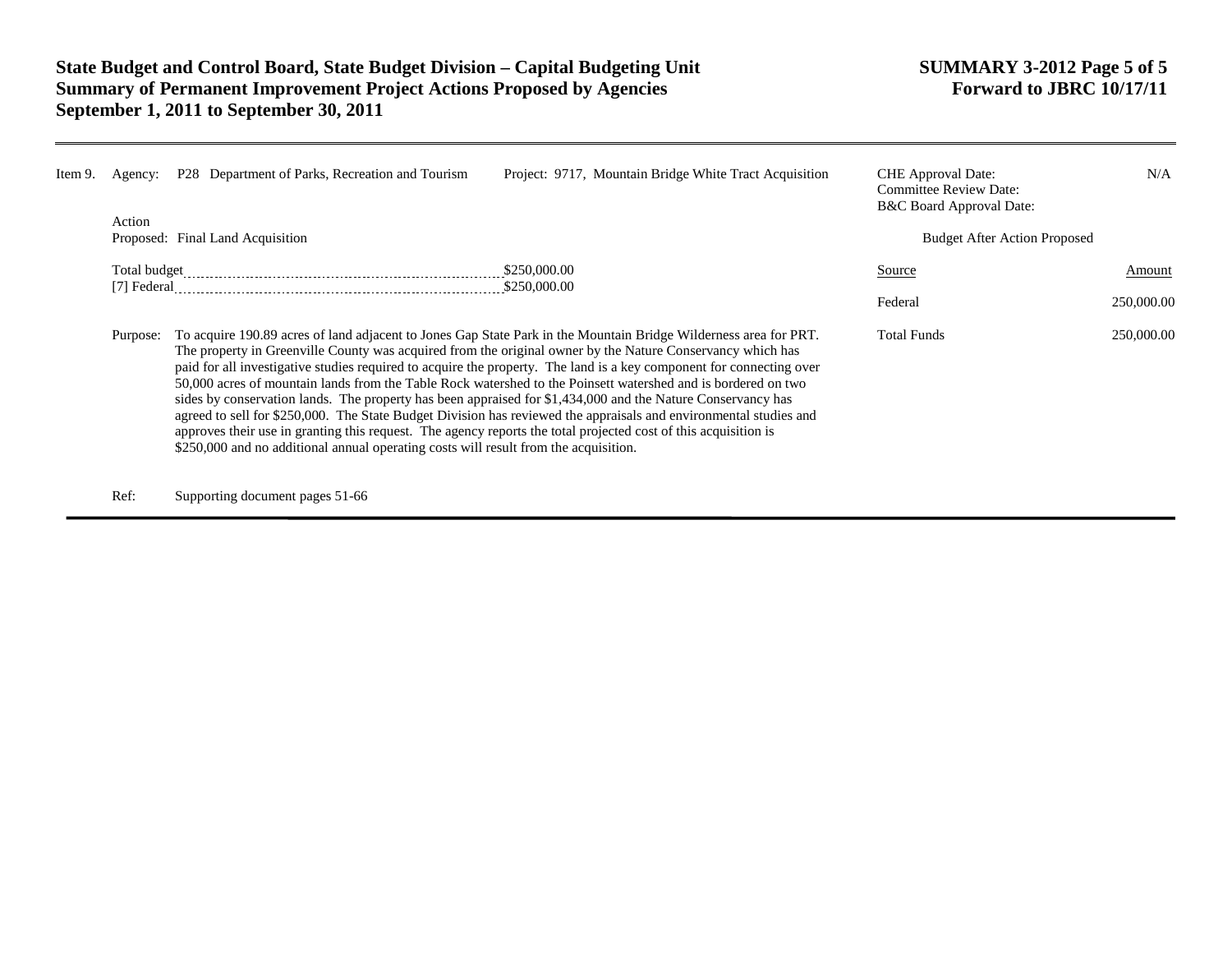Item 9. Agency: P28 Department of Parks, Recreation and Tourism

Project: 9717, Mountain Bridge White Tract Acquisition

CHE Approval Date: N/A
Committee Review Date:
B&C Board Approval Date:

Action Proposed: Final Land Acquisition

| | |
|---|---|
| Total budget | $250,000.00 |
| [7] Federal | $250,000.00 |

Budget After Action Proposed

| Source | Amount |
|---|---|
| Federal | 250,000.00 |
| Total Funds | 250,000.00 |

Purpose: To acquire 190.89 acres of land adjacent to Jones Gap State Park in the Mountain Bridge Wilderness area for PRT. The property in Greenville County was acquired from the original owner by the Nature Conservancy which has paid for all investigative studies required to acquire the property. The land is a key component for connecting over 50,000 acres of mountain lands from the Table Rock watershed to the Poinsett watershed and is bordered on two sides by conservation lands. The property has been appraised for $1,434,000 and the Nature Conservancy has agreed to sell for $250,000. The State Budget Division has reviewed the appraisals and environmental studies and approves their use in granting this request. The agency reports the total projected cost of this acquisition is $250,000 and no additional annual operating costs will result from the acquisition.

Ref: Supporting document pages 51-66